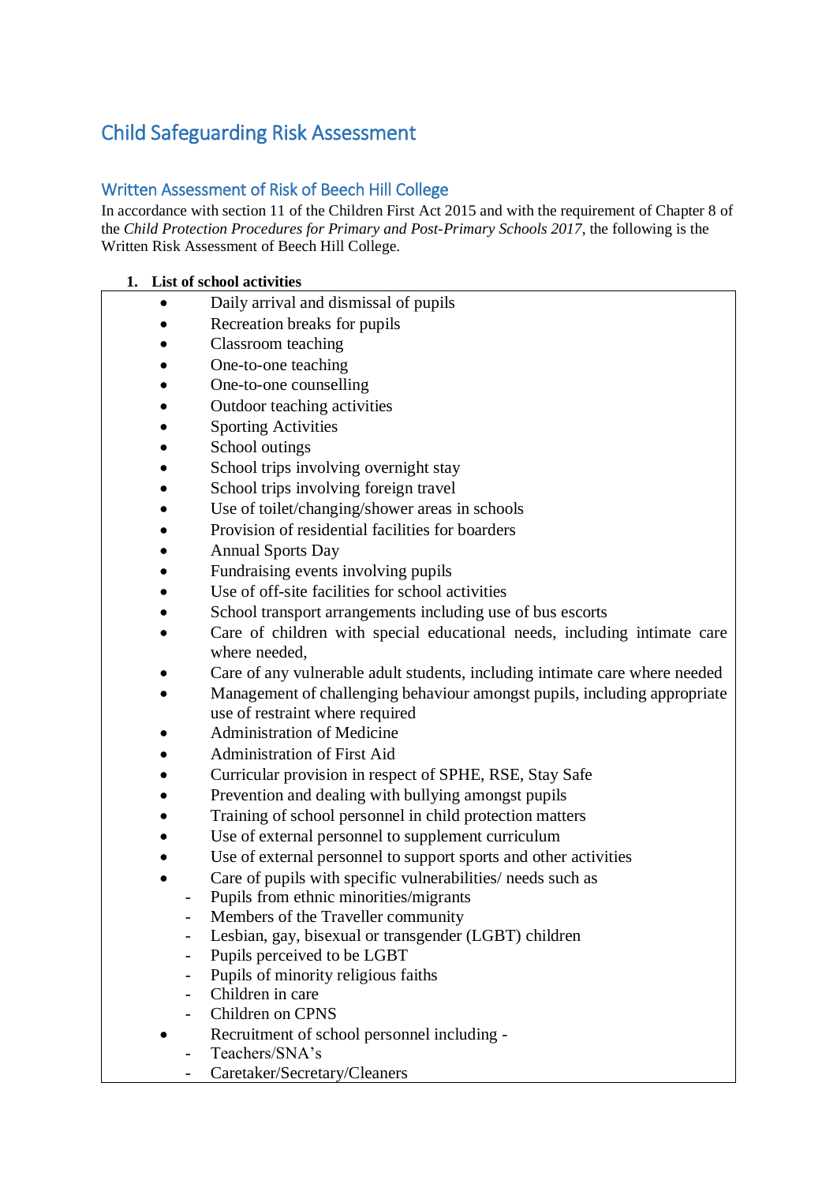# Child Safeguarding Risk Assessment

## Written Assessment of Risk of Beech Hill College

In accordance with section 11 of the Children First Act 2015 and with the requirement of Chapter 8 of the *Child Protection Procedures for Primary and Post-Primary Schools 2017*, the following is the Written Risk Assessment of Beech Hill College.

**1. List of school activities**

- Daily arrival and dismissal of pupils
- Recreation breaks for pupils
- Classroom teaching
- One-to-one teaching
- One-to-one counselling
- Outdoor teaching activities
- Sporting Activities
- School outings
- School trips involving overnight stay
- School trips involving foreign travel
- Use of toilet/changing/shower areas in schools
- Provision of residential facilities for boarders
- Annual Sports Day
- Fundraising events involving pupils
- Use of off-site facilities for school activities
- School transport arrangements including use of bus escorts
- Care of children with special educational needs, including intimate care where needed,
- Care of any vulnerable adult students, including intimate care where needed
- Management of challenging behaviour amongst pupils, including appropriate use of restraint where required
- Administration of Medicine
- Administration of First Aid
- Curricular provision in respect of SPHE, RSE, Stay Safe
- Prevention and dealing with bullying amongst pupils
- Training of school personnel in child protection matters
- Use of external personnel to supplement curriculum
- Use of external personnel to support sports and other activities
- Care of pupils with specific vulnerabilities/ needs such as
  - Pupils from ethnic minorities/migrants
  - Members of the Traveller community
  - Lesbian, gay, bisexual or transgender (LGBT) children
  - Pupils perceived to be LGBT
  - Pupils of minority religious faiths
  - Children in care
  - Children on CPNS
- Recruitment of school personnel including -
  - Teachers/SNA's
  - Caretaker/Secretary/Cleaners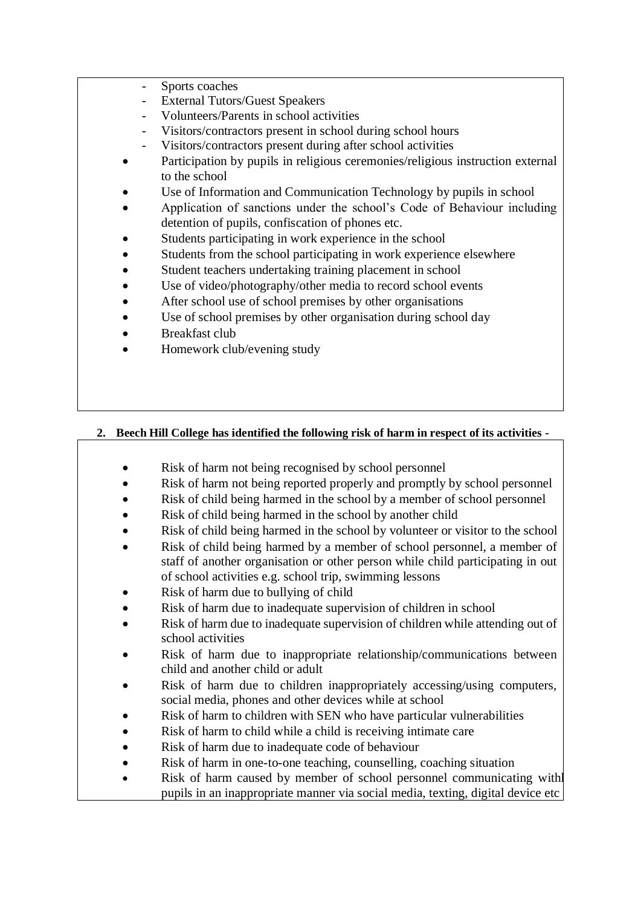- Sports coaches
  - External Tutors/Guest Speakers
  - Volunteers/Parents in school activities
  - Visitors/contractors present in school during school hours
  - Visitors/contractors present during after school activities
- Participation by pupils in religious ceremonies/religious instruction external to the school
- Use of Information and Communication Technology by pupils in school
- Application of sanctions under the school's Code of Behaviour including detention of pupils, confiscation of phones etc.
- Students participating in work experience in the school
- Students from the school participating in work experience elsewhere
- Student teachers undertaking training placement in school
- Use of video/photography/other media to record school events
- After school use of school premises by other organisations
- Use of school premises by other organisation during school day
- Breakfast club
- Homework club/evening study

**2. Beech Hill College has identified the following risk of harm in respect of its activities -**

- Risk of harm not being recognised by school personnel
- Risk of harm not being reported properly and promptly by school personnel
- Risk of child being harmed in the school by a member of school personnel
- Risk of child being harmed in the school by another child
- Risk of child being harmed in the school by volunteer or visitor to the school
- Risk of child being harmed by a member of school personnel, a member of staff of another organisation or other person while child participating in out of school activities e.g. school trip, swimming lessons
- Risk of harm due to bullying of child
- Risk of harm due to inadequate supervision of children in school
- Risk of harm due to inadequate supervision of children while attending out of school activities
- Risk of harm due to inappropriate relationship/communications between child and another child or adult
- Risk of harm due to children inappropriately accessing/using computers, social media, phones and other devices while at school
- Risk of harm to children with SEN who have particular vulnerabilities
- Risk of harm to child while a child is receiving intimate care
- Risk of harm due to inadequate code of behaviour
- Risk of harm in one-to-one teaching, counselling, coaching situation
- Risk of harm caused by member of school personnel communicating withl pupils in an inappropriate manner via social media, texting, digital device etc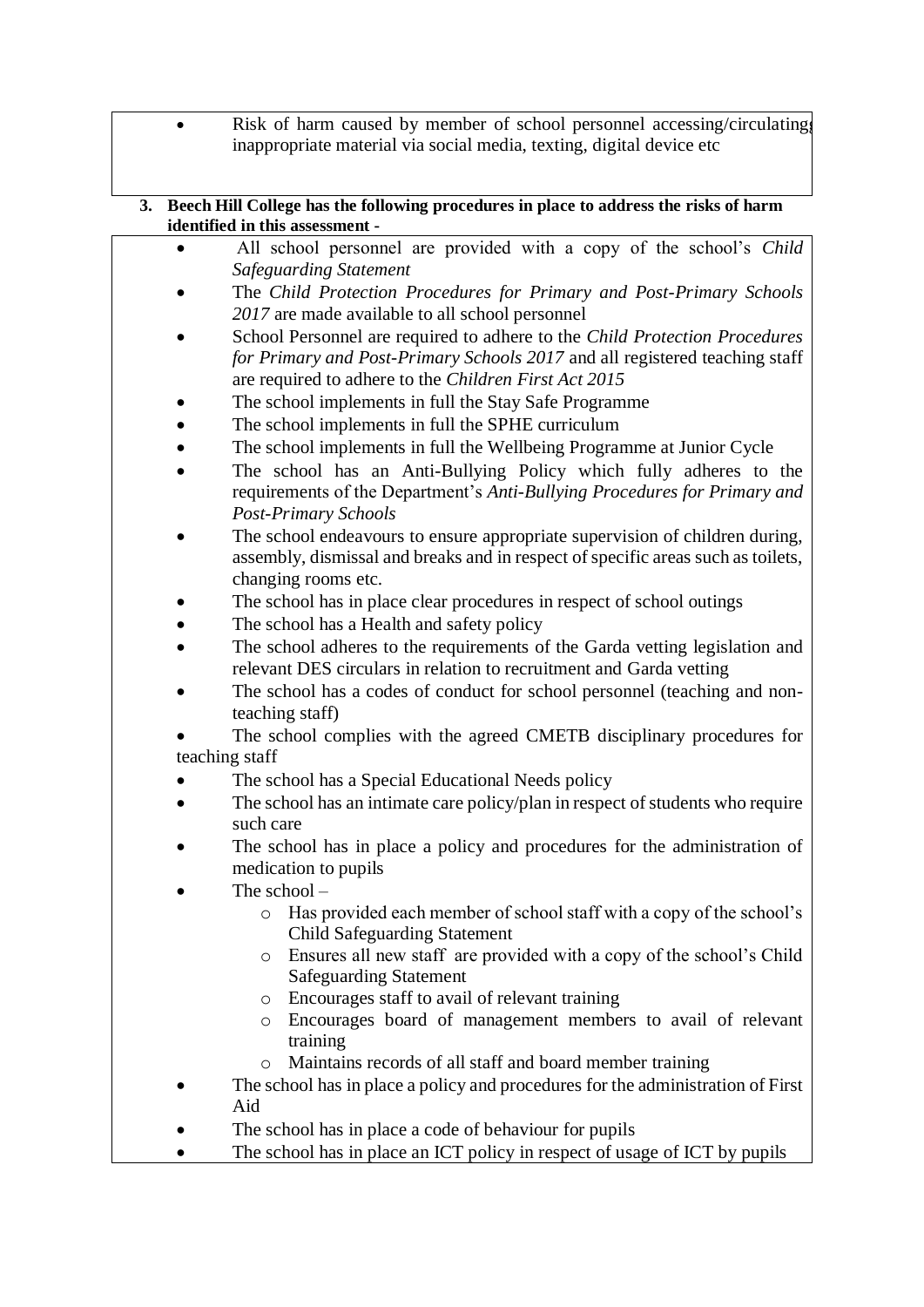- Risk of harm caused by member of school personnel accessing/circulating inappropriate material via social media, texting, digital device etc

**3. Beech Hill College has the following procedures in place to address the risks of harm identified in this assessment -**

- All school personnel are provided with a copy of the school's *Child Safeguarding Statement*
- The *Child Protection Procedures for Primary and Post-Primary Schools 2017* are made available to all school personnel
- School Personnel are required to adhere to the *Child Protection Procedures for Primary and Post-Primary Schools 2017* and all registered teaching staff are required to adhere to the *Children First Act 2015*
- The school implements in full the Stay Safe Programme
- The school implements in full the SPHE curriculum
- The school implements in full the Wellbeing Programme at Junior Cycle
- The school has an Anti-Bullying Policy which fully adheres to the requirements of the Department's *Anti-Bullying Procedures for Primary and Post-Primary Schools*
- The school endeavours to ensure appropriate supervision of children during, assembly, dismissal and breaks and in respect of specific areas such as toilets, changing rooms etc.
- The school has in place clear procedures in respect of school outings
- The school has a Health and safety policy
- The school adheres to the requirements of the Garda vetting legislation and relevant DES circulars in relation to recruitment and Garda vetting
- The school has a codes of conduct for school personnel (teaching and non-teaching staff)
- The school complies with the agreed CMETB disciplinary procedures for teaching staff
- The school has a Special Educational Needs policy
- The school has an intimate care policy/plan in respect of students who require such care
- The school has in place a policy and procedures for the administration of medication to pupils
- The school –
  - Has provided each member of school staff with a copy of the school's Child Safeguarding Statement
  - Ensures all new staff are provided with a copy of the school's Child Safeguarding Statement
  - Encourages staff to avail of relevant training
  - Encourages board of management members to avail of relevant training
  - Maintains records of all staff and board member training
- The school has in place a policy and procedures for the administration of First Aid
- The school has in place a code of behaviour for pupils
- The school has in place an ICT policy in respect of usage of ICT by pupils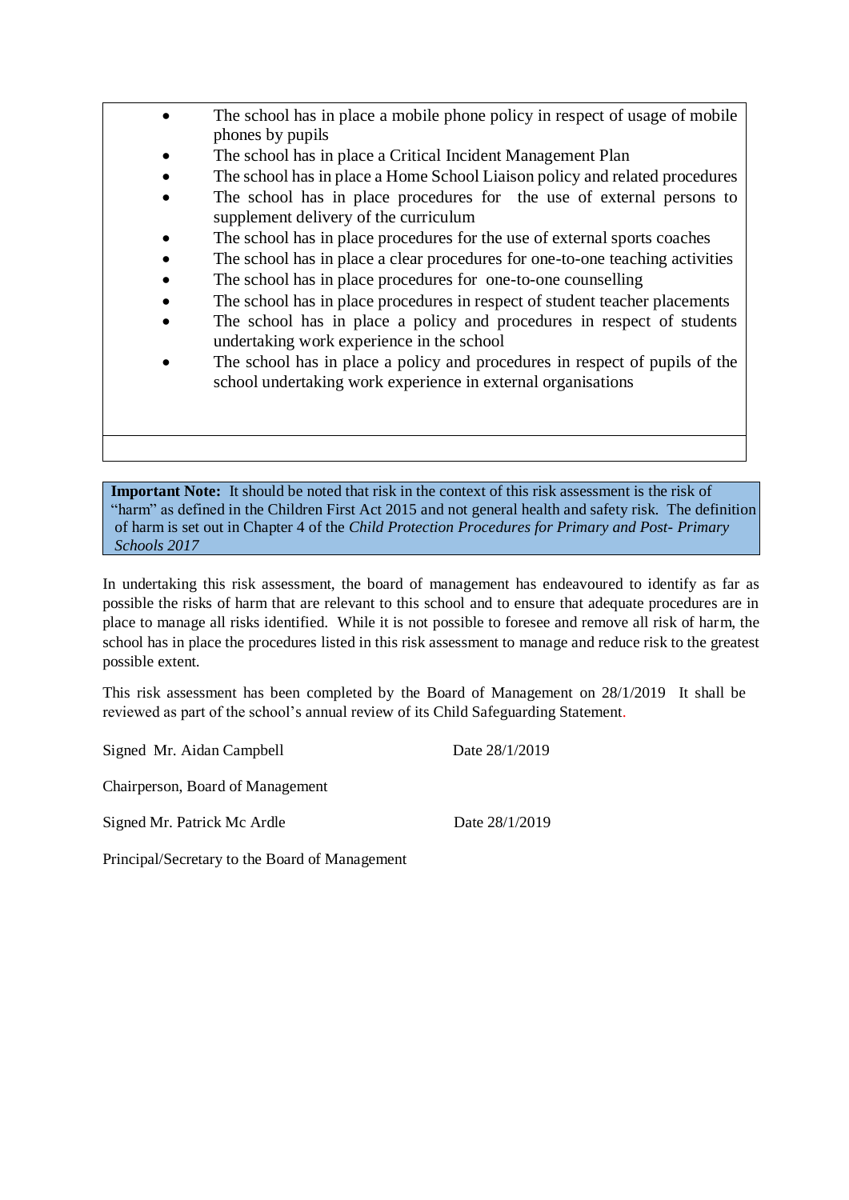- The school has in place a mobile phone policy in respect of usage of mobile phones by pupils
- The school has in place a Critical Incident Management Plan
- The school has in place a Home School Liaison policy and related procedures
- The school has in place procedures for the use of external persons to supplement delivery of the curriculum
- The school has in place procedures for the use of external sports coaches
- The school has in place a clear procedures for one-to-one teaching activities
- The school has in place procedures for one-to-one counselling
- The school has in place procedures in respect of student teacher placements
- The school has in place a policy and procedures in respect of students undertaking work experience in the school
- The school has in place a policy and procedures in respect of pupils of the school undertaking work experience in external organisations

**Important Note:** It should be noted that risk in the context of this risk assessment is the risk of "harm" as defined in the Children First Act 2015 and not general health and safety risk. The definition of harm is set out in Chapter 4 of the *Child Protection Procedures for Primary and Post- Primary Schools 2017*

In undertaking this risk assessment, the board of management has endeavoured to identify as far as possible the risks of harm that are relevant to this school and to ensure that adequate procedures are in place to manage all risks identified. While it is not possible to foresee and remove all risk of harm, the school has in place the procedures listed in this risk assessment to manage and reduce risk to the greatest possible extent.

This risk assessment has been completed by the Board of Management on 28/1/2019 It shall be reviewed as part of the school's annual review of its Child Safeguarding Statement.

Signed Mr. Aidan Campbell Date 28/1/2019

Chairperson, Board of Management

Signed Mr. Patrick Mc Ardle Date 28/1/2019

Principal/Secretary to the Board of Management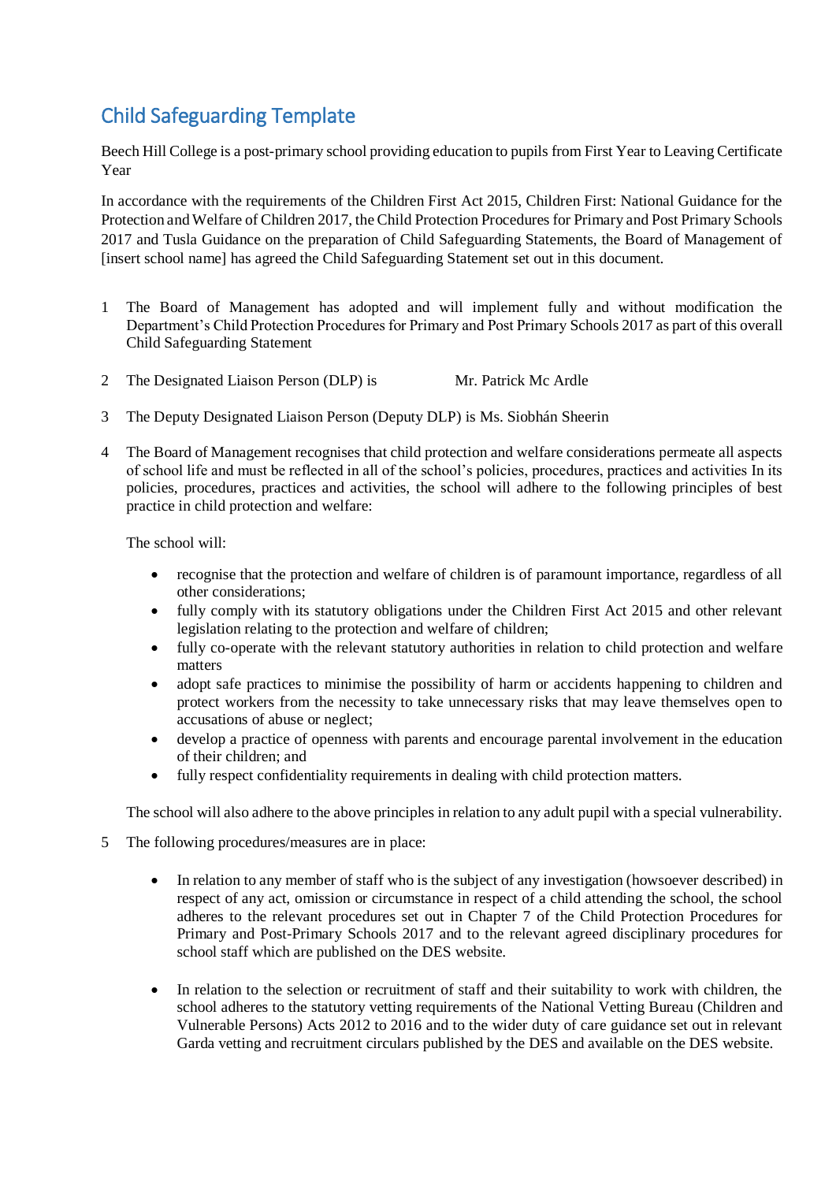## Child Safeguarding Template

Beech Hill College is a post-primary school providing education to pupils from First Year to Leaving Certificate Year

In accordance with the requirements of the Children First Act 2015, Children First: National Guidance for the Protection and Welfare of Children 2017, the Child Protection Procedures for Primary and Post Primary Schools 2017 and Tusla Guidance on the preparation of Child Safeguarding Statements, the Board of Management of [insert school name] has agreed the Child Safeguarding Statement set out in this document.

1. The Board of Management has adopted and will implement fully and without modification the Department's Child Protection Procedures for Primary and Post Primary Schools 2017 as part of this overall Child Safeguarding Statement

2. The Designated Liaison Person (DLP) is Mr. Patrick Mc Ardle

3. The Deputy Designated Liaison Person (Deputy DLP) is Ms. Siobhán Sheerin

4. The Board of Management recognises that child protection and welfare considerations permeate all aspects of school life and must be reflected in all of the school's policies, procedures, practices and activities In its policies, procedures, practices and activities, the school will adhere to the following principles of best practice in child protection and welfare:

   The school will:

   - recognise that the protection and welfare of children is of paramount importance, regardless of all other considerations;
   - fully comply with its statutory obligations under the Children First Act 2015 and other relevant legislation relating to the protection and welfare of children;
   - fully co-operate with the relevant statutory authorities in relation to child protection and welfare matters
   - adopt safe practices to minimise the possibility of harm or accidents happening to children and protect workers from the necessity to take unnecessary risks that may leave themselves open to accusations of abuse or neglect;
   - develop a practice of openness with parents and encourage parental involvement in the education of their children; and
   - fully respect confidentiality requirements in dealing with child protection matters.

   The school will also adhere to the above principles in relation to any adult pupil with a special vulnerability.

5. The following procedures/measures are in place:

   - In relation to any member of staff who is the subject of any investigation (howsoever described) in respect of any act, omission or circumstance in respect of a child attending the school, the school adheres to the relevant procedures set out in Chapter 7 of the Child Protection Procedures for Primary and Post-Primary Schools 2017 and to the relevant agreed disciplinary procedures for school staff which are published on the DES website.

   - In relation to the selection or recruitment of staff and their suitability to work with children, the school adheres to the statutory vetting requirements of the National Vetting Bureau (Children and Vulnerable Persons) Acts 2012 to 2016 and to the wider duty of care guidance set out in relevant Garda vetting and recruitment circulars published by the DES and available on the DES website.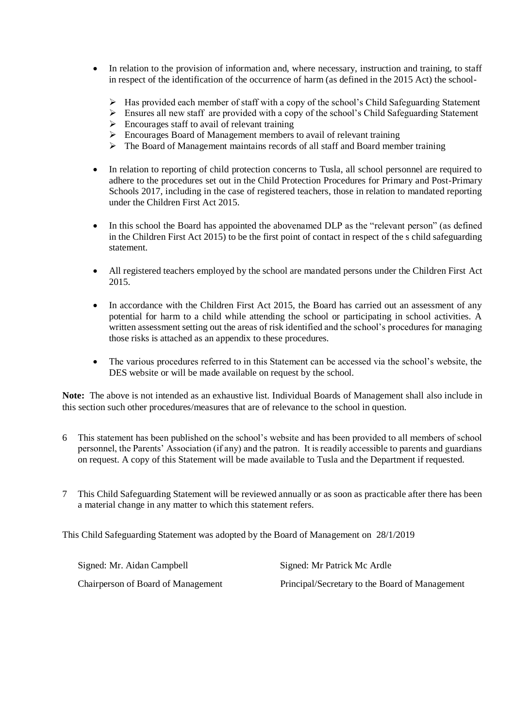- In relation to the provision of information and, where necessary, instruction and training, to staff in respect of the identification of the occurrence of harm (as defined in the 2015 Act) the school-

  - Has provided each member of staff with a copy of the school's Child Safeguarding Statement
  - Ensures all new staff are provided with a copy of the school's Child Safeguarding Statement
  - Encourages staff to avail of relevant training
  - Encourages Board of Management members to avail of relevant training
  - The Board of Management maintains records of all staff and Board member training

- In relation to reporting of child protection concerns to Tusla, all school personnel are required to adhere to the procedures set out in the Child Protection Procedures for Primary and Post-Primary Schools 2017, including in the case of registered teachers, those in relation to mandated reporting under the Children First Act 2015.

- In this school the Board has appointed the abovenamed DLP as the "relevant person" (as defined in the Children First Act 2015) to be the first point of contact in respect of the s child safeguarding statement.

- All registered teachers employed by the school are mandated persons under the Children First Act 2015.

- In accordance with the Children First Act 2015, the Board has carried out an assessment of any potential for harm to a child while attending the school or participating in school activities. A written assessment setting out the areas of risk identified and the school's procedures for managing those risks is attached as an appendix to these procedures.

- The various procedures referred to in this Statement can be accessed via the school's website, the DES website or will be made available on request by the school.

**Note:** The above is not intended as an exhaustive list. Individual Boards of Management shall also include in this section such other procedures/measures that are of relevance to the school in question.

6 This statement has been published on the school's website and has been provided to all members of school personnel, the Parents' Association (if any) and the patron. It is readily accessible to parents and guardians on request. A copy of this Statement will be made available to Tusla and the Department if requested.

7 This Child Safeguarding Statement will be reviewed annually or as soon as practicable after there has been a material change in any matter to which this statement refers.

This Child Safeguarding Statement was adopted by the Board of Management on 28/1/2019

Signed: Mr. Aidan Campbell

Chairperson of Board of Management

Signed: Mr Patrick Mc Ardle

Principal/Secretary to the Board of Management